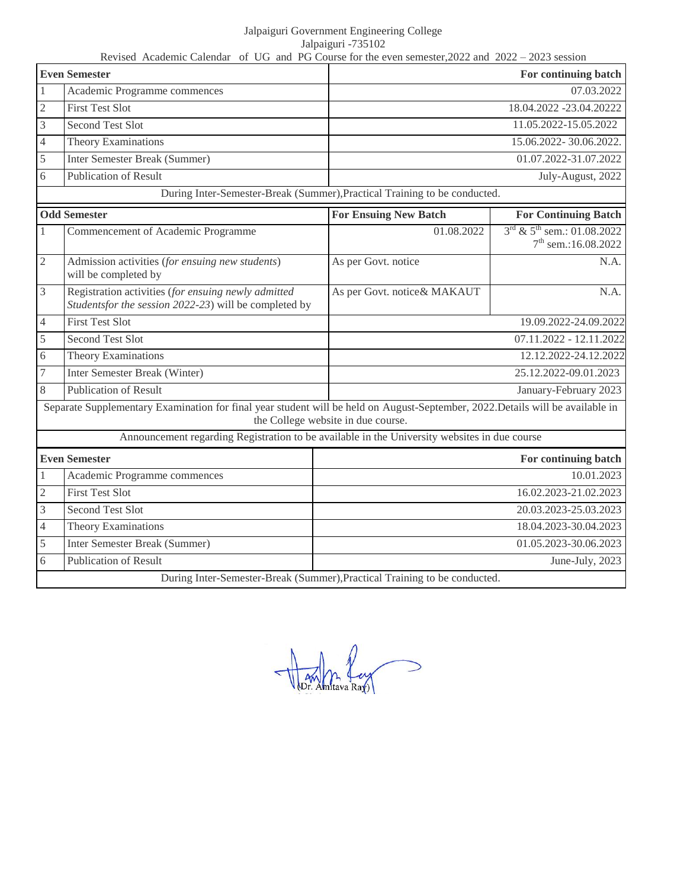Jalpaiguri Government Engineering College

Jalpaiguri -735102

Revised Academic Calendar of UG and PG Course for the even semester,2022 and 2022 – 2023 session

| Even Semester | | For continuing batch |
|---|---|---|
| 1 | Academic Programme commences | 07.03.2022 |
| 2 | First Test Slot | 18.04.2022 -23.04.20222 |
| 3 | Second Test Slot | 11.05.2022-15.05.2022 |
| 4 | Theory Examinations | 15.06.2022- 30.06.2022. |
| 5 | Inter Semester Break (Summer) | 01.07.2022-31.07.2022 |
| 6 | Publication of Result | July-August, 2022 |

During Inter-Semester-Break (Summer),Practical Training to be conducted.

| Odd Semester | | For Ensuing New Batch | For Continuing Batch |
|---|---|---|---|
| 1 | Commencement of Academic Programme | 01.08.2022 | 3rd & 5th sem.: 01.08.2022<br>7th sem.:16.08.2022 |
| 2 | Admission activities (*for ensuing new students*) will be completed by | As per Govt. notice | N.A. |
| 3 | Registration activities (*for ensuing newly admitted Studentsfor the session 2022-23*) will be completed by | As per Govt. notice& MAKAUT | N.A. |
| 4 | First Test Slot | 19.09.2022-24.09.2022 | |
| 5 | Second Test Slot | 07.11.2022 - 12.11.2022 | |
| 6 | Theory Examinations | 12.12.2022-24.12.2022 | |
| 7 | Inter Semester Break (Winter) | 25.12.2022-09.01.2023 | |
| 8 | Publication of Result | January-February 2023 | |

Separate Supplementary Examination for final year student will be held on August-September, 2022.Details will be available in the College website in due course.

Announcement regarding Registration to be available in the University websites in due course

| Even Semester | | For continuing batch |
|---|---|---|
| 1 | Academic Programme commences | 10.01.2023 |
| 2 | First Test Slot | 16.02.2023-21.02.2023 |
| 3 | Second Test Slot | 20.03.2023-25.03.2023 |
| 4 | Theory Examinations | 18.04.2023-30.04.2023 |
| 5 | Inter Semester Break (Summer) | 01.05.2023-30.06.2023 |
| 6 | Publication of Result | June-July, 2023 |

During Inter-Semester-Break (Summer),Practical Training to be conducted.

(Dr. Amitava Ray)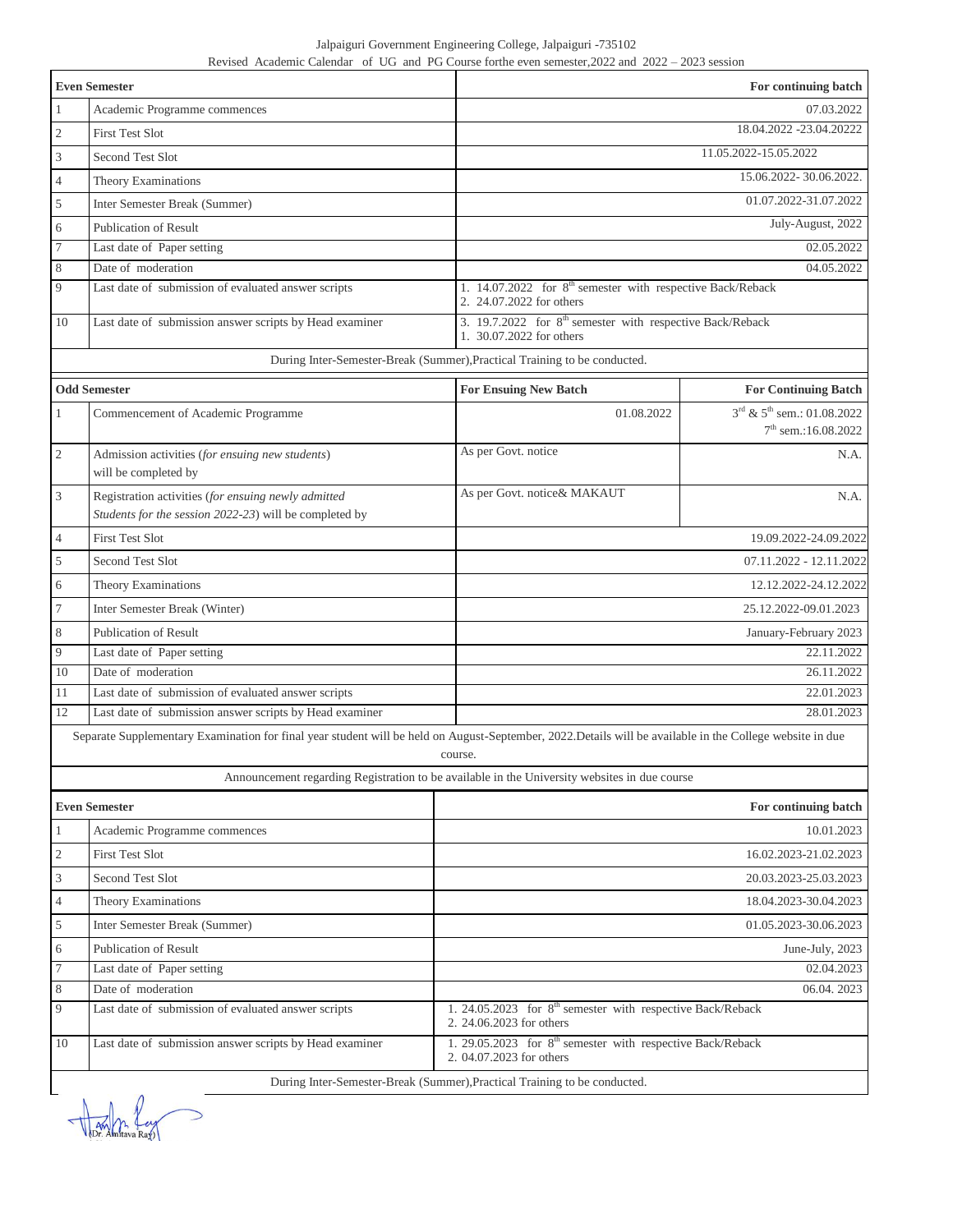Jalpaiguri Government Engineering College, Jalpaiguri -735102

Revised Academic Calendar of UG and PG Course forthe even semester,2022 and 2022 – 2023 session

| **Even Semester** | | **For continuing batch** |
|---|---|---|
| 1 | Academic Programme commences | 07.03.2022 |
| 2 | First Test Slot | 18.04.2022 -23.04.20222 |
| 3 | Second Test Slot | 11.05.2022-15.05.2022 |
| 4 | Theory Examinations | 15.06.2022- 30.06.2022. |
| 5 | Inter Semester Break (Summer) | 01.07.2022-31.07.2022 |
| 6 | Publication of Result | July-August, 2022 |
| 7 | Last date of Paper setting | 02.05.2022 |
| 8 | Date of moderation | 04.05.2022 |
| 9 | Last date of submission of evaluated answer scripts | 1. 14.07.2022 for 8th semester with respective Back/Reback<br>2. 24.07.2022 for others |
| 10 | Last date of submission answer scripts by Head examiner | 3. 19.7.2022 for 8th semester with respective Back/Reback<br>1. 30.07.2022 for others |

During Inter-Semester-Break (Summer),Practical Training to be conducted.

| **Odd Semester** | | **For Ensuing New Batch** | **For Continuing Batch** |
|---|---|---|---|
| 1 | Commencement of Academic Programme | 01.08.2022 | 3rd & 5th sem.: 01.08.2022<br>7th sem.:16.08.2022 |
| 2 | Admission activities (*for ensuing new students*) will be completed by | As per Govt. notice | N.A. |
| 3 | Registration activities (*for ensuing newly admitted Students for the session 2022-23*) will be completed by | As per Govt. notice& MAKAUT | N.A. |
| 4 | First Test Slot | | 19.09.2022-24.09.2022 |
| 5 | Second Test Slot | | 07.11.2022 - 12.11.2022 |
| 6 | Theory Examinations | | 12.12.2022-24.12.2022 |
| 7 | Inter Semester Break (Winter) | | 25.12.2022-09.01.2023 |
| 8 | Publication of Result | | January-February 2023 |
| 9 | Last date of Paper setting | | 22.11.2022 |
| 10 | Date of moderation | | 26.11.2022 |
| 11 | Last date of submission of evaluated answer scripts | | 22.01.2023 |
| 12 | Last date of submission answer scripts by Head examiner | | 28.01.2023 |

Separate Supplementary Examination for final year student will be held on August-September, 2022.Details will be available in the College website in due course.

Announcement regarding Registration to be available in the University websites in due course

| **Even Semester** | | **For continuing batch** |
|---|---|---|
| 1 | Academic Programme commences | 10.01.2023 |
| 2 | First Test Slot | 16.02.2023-21.02.2023 |
| 3 | Second Test Slot | 20.03.2023-25.03.2023 |
| 4 | Theory Examinations | 18.04.2023-30.04.2023 |
| 5 | Inter Semester Break (Summer) | 01.05.2023-30.06.2023 |
| 6 | Publication of Result | June-July, 2023 |
| 7 | Last date of Paper setting | 02.04.2023 |
| 8 | Date of moderation | 06.04. 2023 |
| 9 | Last date of submission of evaluated answer scripts | 1. 24.05.2023 for 8th semester with respective Back/Reback<br>2. 24.06.2023 for others |
| 10 | Last date of submission answer scripts by Head examiner | 1. 29.05.2023 for 8th semester with respective Back/Reback<br>2. 04.07.2023 for others |

During Inter-Semester-Break (Summer),Practical Training to be conducted.

(Dr. Amitava Ray)